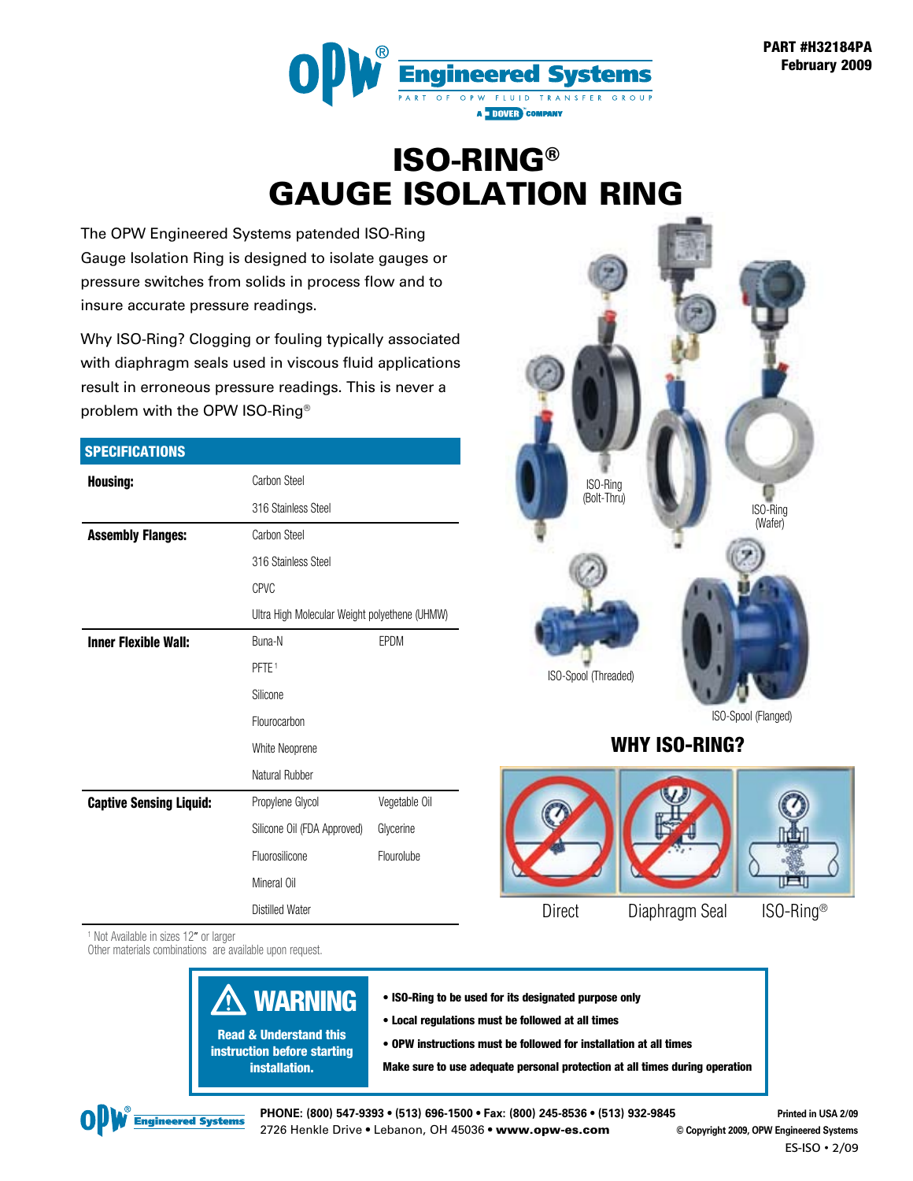PART #H32184PA
February 2009

# ISO-RING®
# GAUGE ISOLATION RING

The OPW Engineered Systems patended ISO-Ring Gauge Isolation Ring is designed to isolate gauges or pressure switches from solids in process flow and to insure accurate pressure readings.

Why ISO-Ring? Clogging or fouling typically associated with diaphragm seals used in viscous fluid applications result in erroneous pressure readings. This is never a problem with the OPW ISO-Ring®

## SPECIFICATIONS

| | | |
|---|---|---|
| **Housing:** | Carbon Steel | |
| | 316 Stainless Steel | |
| **Assembly Flanges:** | Carbon Steel | |
| | 316 Stainless Steel | |
| | CPVC | |
| | Ultra High Molecular Weight polyethene (UHMW) | |
| **Inner Flexible Wall:** | Buna-N | EPDM |
| | PFTE [1] | |
| | Silicone | |
| | Flourocarbon | |
| | White Neoprene | |
| | Natural Rubber | |
| **Captive Sensing Liquid:** | Propylene Glycol | Vegetable Oil |
| | Silicone Oil (FDA Approved) | Glycerine |
| | Fluorosilicone | Flourolube |
| | Mineral Oil | |
| | Distilled Water | |

[1] Not Available in sizes 12" or larger
Other materials combinations are available upon request.

ISO-Ring (Bolt-Thru)
ISO-Ring (Wafer)
ISO-Spool (Threaded)
ISO-Spool (Flanged)

## WHY ISO-RING?

Direct | Diaphragm Seal | ISO-Ring®

## ⚠ WARNING

**Read & Understand this instruction before starting installation.**

- **ISO-Ring to be used for its designated purpose only**
- **Local regulations must be followed at all times**
- **OPW instructions must be followed for installation at all times**

**Make sure to use adequate personal protection at all times during operation**

**PHONE: (800) 547-9393 • (513) 696-1500 • Fax: (800) 245-8536 • (513) 932-9845**
2726 Henkle Drive • Lebanon, OH 45036 • **www.opw-es.com**

Printed in USA 2/09
© Copyright 2009, OPW Engineered Systems
ES-ISO • 2/09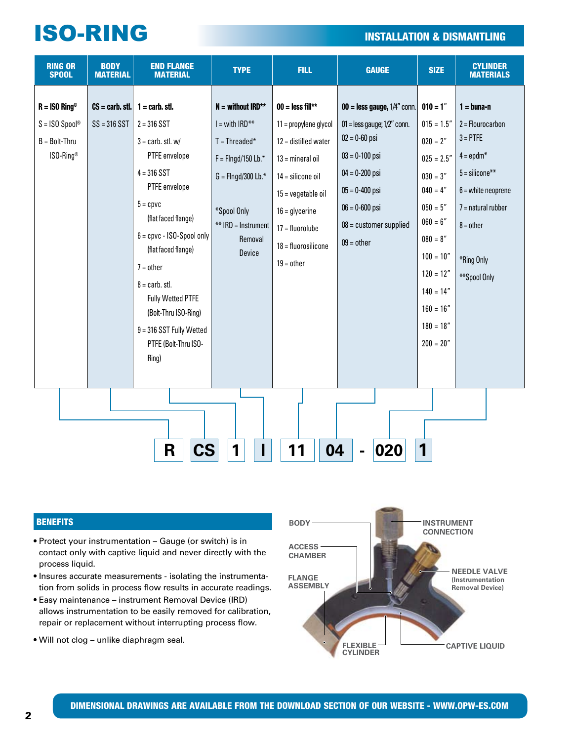# ISO-RING

## INSTALLATION & DISMANTLING

| RING OR SPOOL | BODY MATERIAL | END FLANGE MATERIAL | TYPE | FILL | GAUGE | SIZE | CYLINDER MATERIALS |
|---|---|---|---|---|---|---|---|
| **R = ISO Ring®** | **CS = carb. stl.** | **1 = carb. stl.** | **N = without IRD**** | **00 = less fill**** | **00 = less gauge,** 1/4" conn. | **010 = 1"** | **1 = buna-n** |
| S = ISO Spool® | SS = 316 SST | 2 = 316 SST | I = with IRD** | 11 = propylene glycol | 01 = less gauge; 1/2" conn. | 015 = 1.5" | 2 = Flourocarbon |
| B = Bolt-Thru ISO-Ring® | | 3 = carb. stl. w/ PTFE envelope | T = Threaded* | 12 = distilled water | 02 = 0-60 psi | 020 = 2" | 3 = PTFE |
| | | 4 = 316 SST PTFE envelope | F = Flngd/150 Lb.* | 13 = mineral oil | 03 = 0-100 psi | 025 = 2.5" | 4 = epdm* |
| | | 5 = cpvc (flat faced flange) | G = Flngd/300 Lb.* | 14 = silicone oil | 04 = 0-200 psi | 030 = 3" | 5 = silicone** |
| | | 6 = cpvc - ISO-Spool only (flat faced flange) | | 15 = vegetable oil | 05 = 0-400 psi | 040 = 4" | 6 = white neoprene |
| | | 7 = other | *Spool Only | 16 = glycerine | 06 = 0-600 psi | 050 = 5" | 7 = natural rubber |
| | | 8 = carb. stl. Fully Wetted PTFE (Bolt-Thru ISO-Ring) | ** IRD = Instrument Removal Device | 17 = fluorolube | 08 = customer supplied | 060 = 6" | 8 = other |
| | | 9 = 316 SST Fully Wetted PTFE (Bolt-Thru ISO-Ring) | | 18 = fluorosilicone | 09 = other | 080 = 8" | |
| | | | | 19 = other | | 100 = 10" | *Ring Only |
| | | | | | | 120 = 12" | **Spool Only |
| | | | | | | 140 = 14" | |
| | | | | | | 160 = 16" | |
| | | | | | | 180 = 18" | |
| | | | | | | 200 = 20" | |

Example: R CS 1 I 11 04 - 020 1

## BENEFITS

- Protect your instrumentation – Gauge (or switch) is in contact only with captive liquid and never directly with the process liquid.
- Insures accurate measurements - isolating the instrumentation from solids in process flow results in accurate readings.
- Easy maintenance – instrument Removal Device (IRD) allows instrumentation to be easily removed for calibration, repair or replacement without interrupting process flow.
- Will not clog – unlike diaphragm seal.

BODY · ACCESS CHAMBER · FLANGE ASSEMBLY · INSTRUMENT CONNECTION · NEEDLE VALVE (Instrumentation Removal Device) · FLEXIBLE CYLINDER · CAPTIVE LIQUID

DIMENSIONAL DRAWINGS ARE AVAILABLE FROM THE DOWNLOAD SECTION OF OUR WEBSITE - WWW.OPW-ES.COM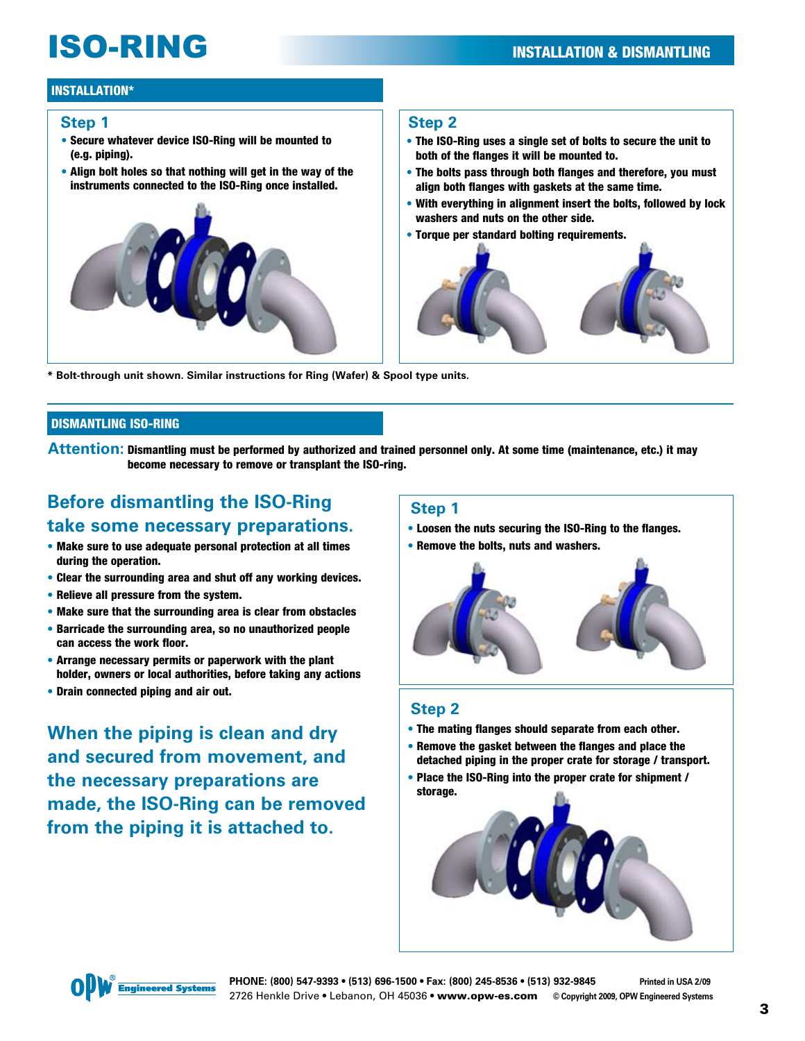# ISO-RING

## INSTALLATION & DISMANTLING

### INSTALLATION*

#### Step 1

- Secure whatever device ISO-Ring will be mounted to (e.g. piping).
- Align bolt holes so that nothing will get in the way of the instruments connected to the ISO-Ring once installed.

#### Step 2

- The ISO-Ring uses a single set of bolts to secure the unit to both of the flanges it will be mounted to.
- The bolts pass through both flanges and therefore, you must align both flanges with gaskets at the same time.
- With everything in alignment insert the bolts, followed by lock washers and nuts on the other side.
- Torque per standard bolting requirements.

\* Bolt-through unit shown. Similar instructions for Ring (Wafer) & Spool type units.

### DISMANTLING ISO-RING

**Attention:** Dismantling must be performed by authorized and trained personnel only. At some time (maintenance, etc.) it may become necessary to remove or transplant the ISO-ring.

#### Before dismantling the ISO-Ring take some necessary preparations.

- Make sure to use adequate personal protection at all times during the operation.
- Clear the surrounding area and shut off any working devices.
- Relieve all pressure from the system.
- Make sure that the surrounding area is clear from obstacles
- Barricade the surrounding area, so no unauthorized people can access the work floor.
- Arrange necessary permits or paperwork with the plant holder, owners or local authorities, before taking any actions
- Drain connected piping and air out.

**When the piping is clean and dry and secured from movement, and the necessary preparations are made, the ISO-Ring can be removed from the piping it is attached to.**

#### Step 1

- Loosen the nuts securing the ISO-Ring to the flanges.
- Remove the bolts, nuts and washers.

#### Step 2

- The mating flanges should separate from each other.
- Remove the gasket between the flanges and place the detached piping in the proper crate for storage / transport.
- Place the ISO-Ring into the proper crate for shipment / storage.

OPW Engineered Systems

PHONE: (800) 547-9393 • (513) 696-1500 • Fax: (800) 245-8536 • (513) 932-9845
2726 Henkle Drive • Lebanon, OH 45036 • www.opw-es.com

Printed in USA 2/09
© Copyright 2009, OPW Engineered Systems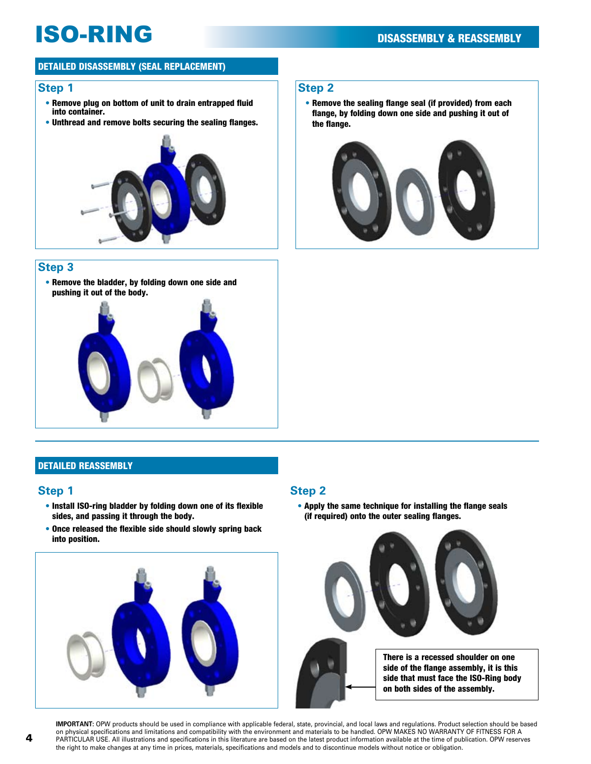# ISO-RING

## DISASSEMBLY & REASSEMBLY

### DETAILED DISASSEMBLY (SEAL REPLACEMENT)

#### Step 1

- Remove plug on bottom of unit to drain entrapped fluid into container.
- Unthread and remove bolts securing the sealing flanges.

#### Step 2

- Remove the sealing flange seal (if provided) from each flange, by folding down one side and pushing it out of the flange.

#### Step 3

- Remove the bladder, by folding down one side and pushing it out of the body.

### DETAILED REASSEMBLY

#### Step 1

- Install ISO-ring bladder by folding down one of its flexible sides, and passing it through the body.
- Once released the flexible side should slowly spring back into position.

#### Step 2

- Apply the same technique for installing the flange seals (if required) onto the outer sealing flanges.

There is a recessed shoulder on one side of the flange assembly, it is this side that must face the ISO-Ring body on both sides of the assembly.

**IMPORTANT:** OPW products should be used in compliance with applicable federal, state, provincial, and local laws and regulations. Product selection should be based on physical specifications and limitations and compatibility with the environment and materials to be handled. OPW MAKES NO WARRANTY OF FITNESS FOR A PARTICULAR USE. All illustrations and specifications in this literature are based on the latest product information available at the time of publication. OPW reserves the right to make changes at any time in prices, materials, specifications and models and to discontinue models without notice or obligation.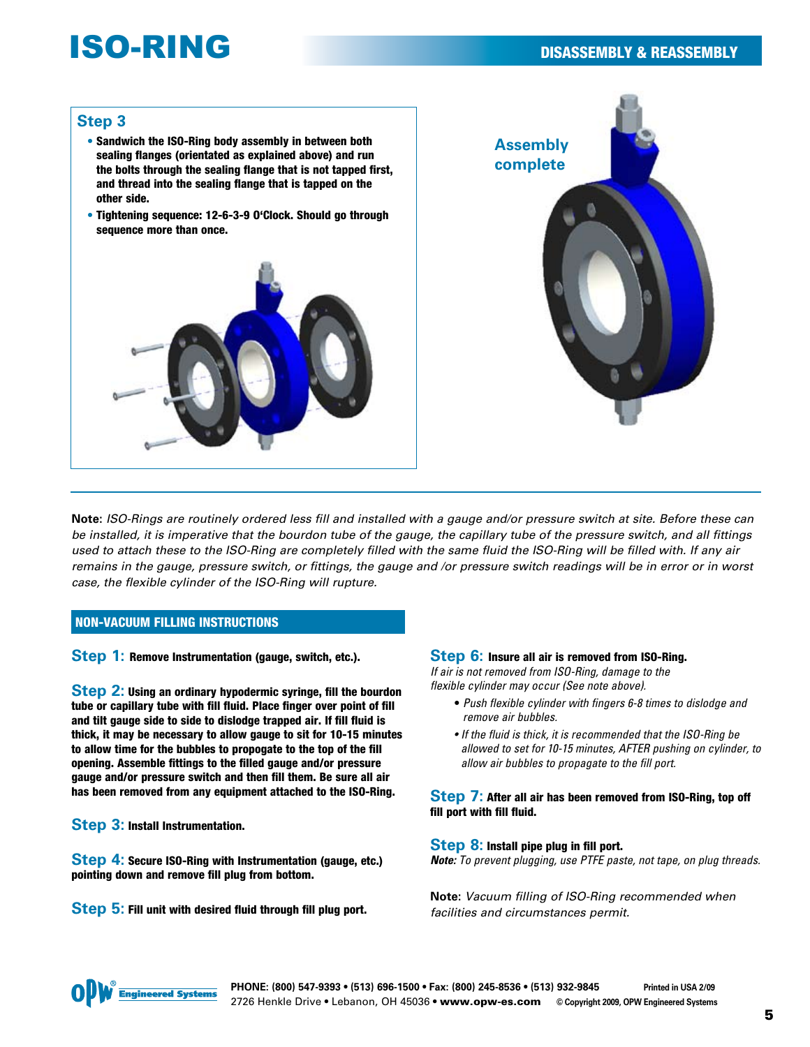# ISO-RING

## DISASSEMBLY & REASSEMBLY

### Step 3

- **Sandwich the ISO-Ring body assembly in between both sealing flanges (orientated as explained above) and run the bolts through the sealing flange that is not tapped first, and thread into the sealing flange that is tapped on the other side.**
- **Tightening sequence: 12-6-3-9 O'Clock. Should go through sequence more than once.**

Assembly complete

**Note:** *ISO-Rings are routinely ordered less fill and installed with a gauge and/or pressure switch at site. Before these can be installed, it is imperative that the bourdon tube of the gauge, the capillary tube of the pressure switch, and all fittings used to attach these to the ISO-Ring are completely filled with the same fluid the ISO-Ring will be filled with. If any air remains in the gauge, pressure switch, or fittings, the gauge and /or pressure switch readings will be in error or in worst case, the flexible cylinder of the ISO-Ring will rupture.*

## NON-VACUUM FILLING INSTRUCTIONS

**Step 1: Remove Instrumentation (gauge, switch, etc.).**

**Step 2: Using an ordinary hypodermic syringe, fill the bourdon tube or capillary tube with fill fluid. Place finger over point of fill and tilt gauge side to side to dislodge trapped air. If fill fluid is thick, it may be necessary to allow gauge to sit for 10-15 minutes to allow time for the bubbles to propogate to the top of the fill opening. Assemble fittings to the filled gauge and/or pressure gauge and/or pressure switch and then fill them. Be sure all air has been removed from any equipment attached to the ISO-Ring.**

**Step 3: Install Instrumentation.**

**Step 4: Secure ISO-Ring with Instrumentation (gauge, etc.) pointing down and remove fill plug from bottom.**

**Step 5: Fill unit with desired fluid through fill plug port.**

**Step 6: Insure all air is removed from ISO-Ring.**
*If air is not removed from ISO-Ring, damage to the flexible cylinder may occur (See note above).*

- *Push flexible cylinder with fingers 6-8 times to dislodge and remove air bubbles.*
- *If the fluid is thick, it is recommended that the ISO-Ring be allowed to set for 10-15 minutes, AFTER pushing on cylinder, to allow air bubbles to propagate to the fill port.*

**Step 7: After all air has been removed from ISO-Ring, top off fill port with fill fluid.**

**Step 8: Install pipe plug in fill port.**
***Note:*** *To prevent plugging, use PTFE paste, not tape, on plug threads.*

**Note:** *Vacuum filling of ISO-Ring recommended when facilities and circumstances permit.*

OPW Engineered Systems

**PHONE: (800) 547-9393 • (513) 696-1500 • Fax: (800) 245-8536 • (513) 932-9845**
2726 Henkle Drive • Lebanon, OH 45036 • **www.opw-es.com**

Printed in USA 2/09
© Copyright 2009, OPW Engineered Systems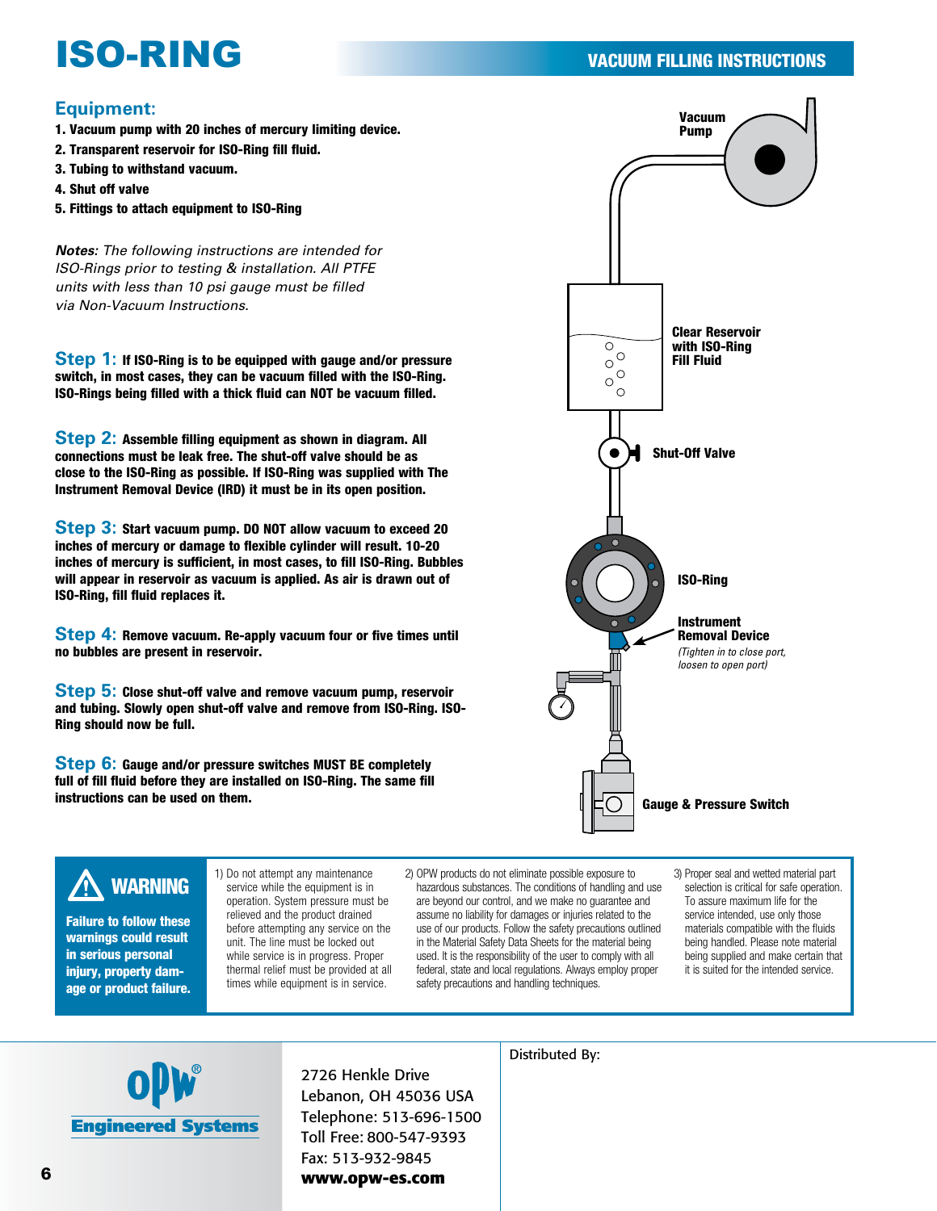# ISO-RING

## VACUUM FILLING INSTRUCTIONS

### Equipment:

1. Vacuum pump with 20 inches of mercury limiting device.
2. Transparent reservoir for ISO-Ring fill fluid.
3. Tubing to withstand vacuum.
4. Shut off valve
5. Fittings to attach equipment to ISO-Ring

***Notes**: The following instructions are intended for ISO-Rings prior to testing & installation. All PTFE units with less than 10 psi gauge must be filled via Non-Vacuum Instructions.*

**Step 1:** **If ISO-Ring is to be equipped with gauge and/or pressure switch, in most cases, they can be vacuum filled with the ISO-Ring. ISO-Rings being filled with a thick fluid can NOT be vacuum filled.**

**Step 2:** **Assemble filling equipment as shown in diagram. All connections must be leak free. The shut-off valve should be as close to the ISO-Ring as possible. If ISO-Ring was supplied with The Instrument Removal Device (IRD) it must be in its open position.**

**Step 3:** **Start vacuum pump. DO NOT allow vacuum to exceed 20 inches of mercury or damage to flexible cylinder will result. 10-20 inches of mercury is sufficient, in most cases, to fill ISO-Ring. Bubbles will appear in reservoir as vacuum is applied. As air is drawn out of ISO-Ring, fill fluid replaces it.**

**Step 4:** **Remove vacuum. Re-apply vacuum four or five times until no bubbles are present in reservoir.**

**Step 5:** **Close shut-off valve and remove vacuum pump, reservoir and tubing. Slowly open shut-off valve and remove from ISO-Ring. ISO-Ring should now be full.**

**Step 6:** **Gauge and/or pressure switches MUST BE completely full of fill fluid before they are installed on ISO-Ring. The same fill instructions can be used on them.**

Vacuum Pump

Clear Reservoir with ISO-Ring Fill Fluid

Shut-Off Valve

ISO-Ring

Instrument Removal Device
*(Tighten in to close port, loosen to open port)*

Gauge & Pressure Switch

**WARNING**

**Failure to follow these warnings could result in serious personal injury, property damage or product failure.**

1) Do not attempt any maintenance service while the equipment is in operation. System pressure must be relieved and the product drained before attempting any service on the unit. The line must be locked out while service is in progress. Proper thermal relief must be provided at all times while equipment is in service.

2) OPW products do not eliminate possible exposure to hazardous substances. The conditions of handling and use are beyond our control, and we make no guarantee and assume no liability for damages or injuries related to the use of our products. Follow the safety precautions outlined in the Material Safety Data Sheets for the material being used. It is the responsibility of the user to comply with all federal, state and local regulations. Always employ proper safety precautions and handling techniques.

3) Proper seal and wetted material part selection is critical for safe operation. To assure maximum life for the service intended, use only those materials compatible with the fluids being handled. Please note material being supplied and make certain that it is suited for the intended service.

OPW® Engineered Systems

2726 Henkle Drive
Lebanon, OH 45036 USA
Telephone: 513-696-1500
Toll Free: 800-547-9393
Fax: 513-932-9845
**www.opw-es.com**

Distributed By: